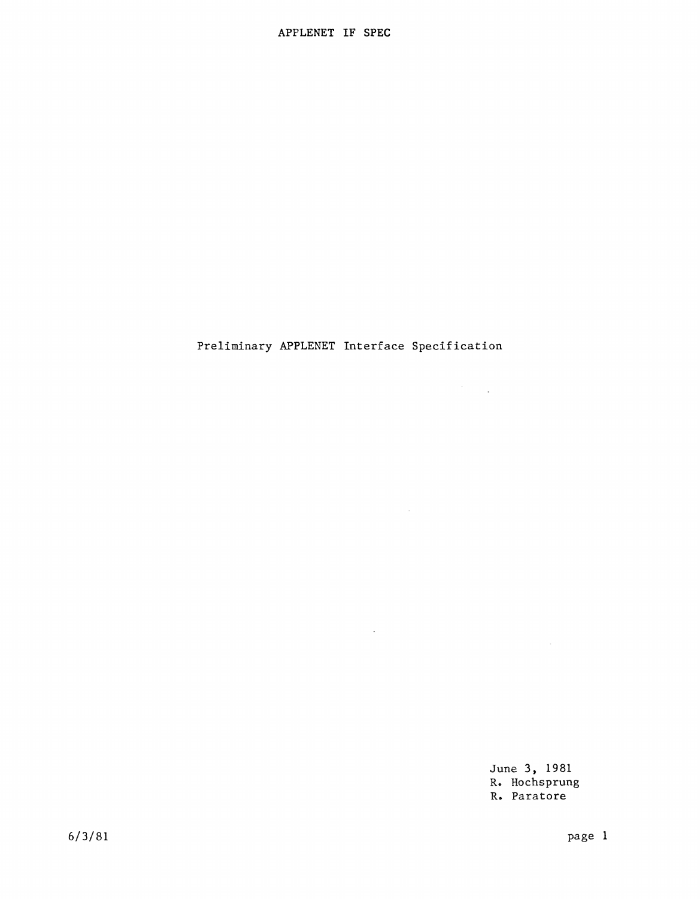# Preliminary APPLENET Interface Specification

June 3, 1981
R. Hochsprung
R. Paratore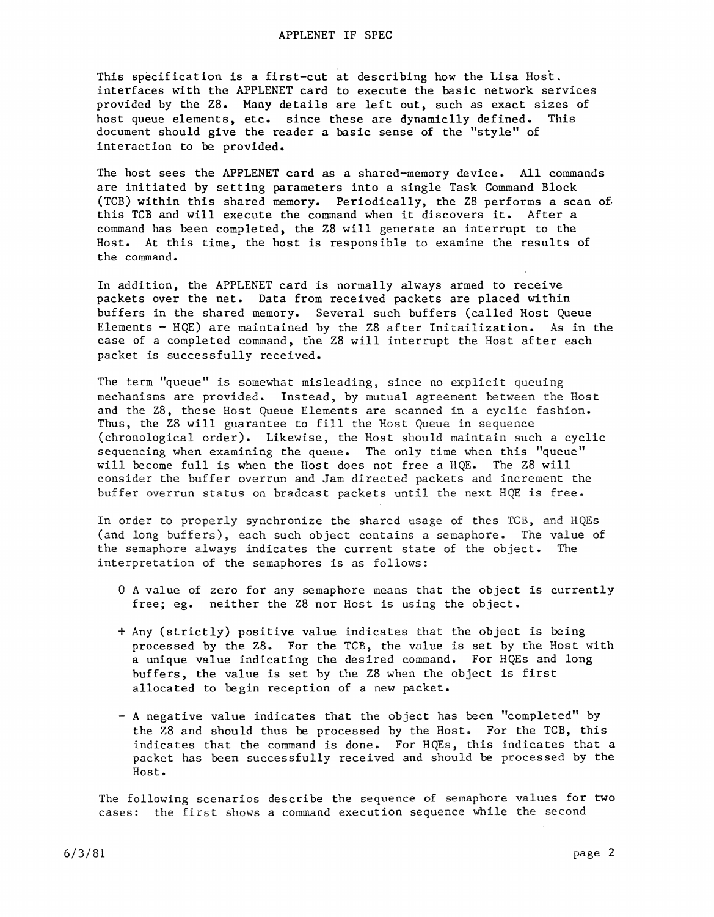This specification is a first-cut at describing how the Lisa Host interfaces with the APPLENET card to execute the basic network services provided by the Z8. Many details are left out, such as exact sizes of host queue elements, etc. since these are dynamiclly defined. This document should give the reader a basic sense of the "style" of interaction to be provided.

The host sees the APPLENET card as a shared-memory device. All commands are initiated by setting parameters into a single Task Command Block (TCB) within this shared memory. Periodically, the Z8 performs a scan of this TCB and will execute the command when it discovers it. After a command has been completed, the Z8 will generate an interrupt to the Host. At this time, the host is responsible to examine the results of the command.

In addition, the APPLENET card is normally always armed to receive packets over the net. Data from received packets are placed within buffers in the shared memory. Several such buffers (called Host Queue Elements - HQE) are maintained by the Z8 after Initailization. As in the case of a completed command, the Z8 will interrupt the Host after each packet is successfully received.

The term "queue" is somewhat misleading, since no explicit queuing mechanisms are provided. Instead, by mutual agreement between the Host and the Z8, these Host Queue Elements are scanned in a cyclic fashion. Thus, the Z8 will guarantee to fill the Host Queue in sequence (chronological order). Likewise, the Host should maintain such a cyclic sequencing when examining the queue. The only time when this "queue" will become full is when the Host does not free a HQE. The Z8 will consider the buffer overrun and Jam directed packets and increment the buffer overrun status on bradcast packets until the next HQE is free.

In order to properly synchronize the shared usage of thes TCB, and HQEs (and long buffers), each such object contains a semaphore. The value of the semaphore always indicates the current state of the object. The interpretation of the semaphores is as follows:

- 0 A value of zero for any semaphore means that the object is currently free; eg. neither the Z8 nor Host is using the object.

- \+ Any (strictly) positive value indicates that the object is being processed by the Z8. For the TCB, the value is set by the Host with a unique value indicating the desired command. For HQEs and long buffers, the value is set by the Z8 when the object is first allocated to begin reception of a new packet.

- \- A negative value indicates that the object has been "completed" by the Z8 and should thus be processed by the Host. For the TCB, this indicates that the command is done. For HQEs, this indicates that a packet has been successfully received and should be processed by the Host.

The following scenarios describe the sequence of semaphore values for two cases: the first shows a command execution sequence while the second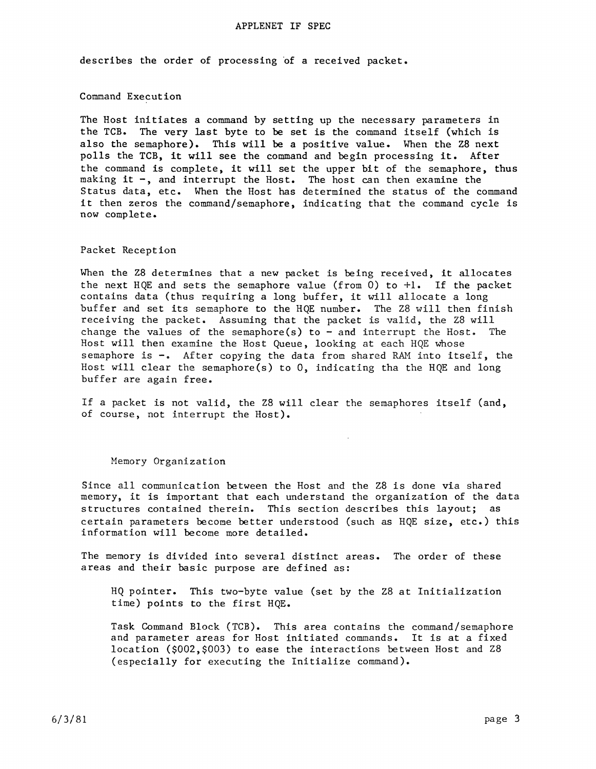describes the order of processing of a received packet.

### Command Execution

The Host initiates a command by setting up the necessary parameters in the TCB. The very last byte to be set is the command itself (which is also the semaphore). This will be a positive value. When the Z8 next polls the TCB, it will see the command and begin processing it. After the command is complete, it will set the upper bit of the semaphore, thus making it -, and interrupt the Host. The host can then examine the Status data, etc. When the Host has determined the status of the command it then zeros the command/semaphore, indicating that the command cycle is now complete.

### Packet Reception

When the Z8 determines that a new packet is being received, it allocates the next HQE and sets the semaphore value (from 0) to +1. If the packet contains data (thus requiring a long buffer, it will allocate a long buffer and set its semaphore to the HQE number. The Z8 will then finish receiving the packet. Assuming that the packet is valid, the Z8 will change the values of the semaphore(s) to - and interrupt the Host. The Host will then examine the Host Queue, looking at each HQE whose semaphore is -. After copying the data from shared RAM into itself, the Host will clear the semaphore(s) to 0, indicating tha the HQE and long buffer are again free.

If a packet is not valid, the Z8 will clear the semaphores itself (and, of course, not interrupt the Host).

## Memory Organization

Since all communication between the Host and the Z8 is done via shared memory, it is important that each understand the organization of the data structures contained therein. This section describes this layout; as certain parameters become better understood (such as HQE size, etc.) this information will become more detailed.

The memory is divided into several distinct areas. The order of these areas and their basic purpose are defined as:

HQ pointer. This two-byte value (set by the Z8 at Initialization time) points to the first HQE.

Task Command Block (TCB). This area contains the command/semaphore and parameter areas for Host initiated commands. It is at a fixed location ($002,$003) to ease the interactions between Host and Z8 (especially for executing the Initialize command).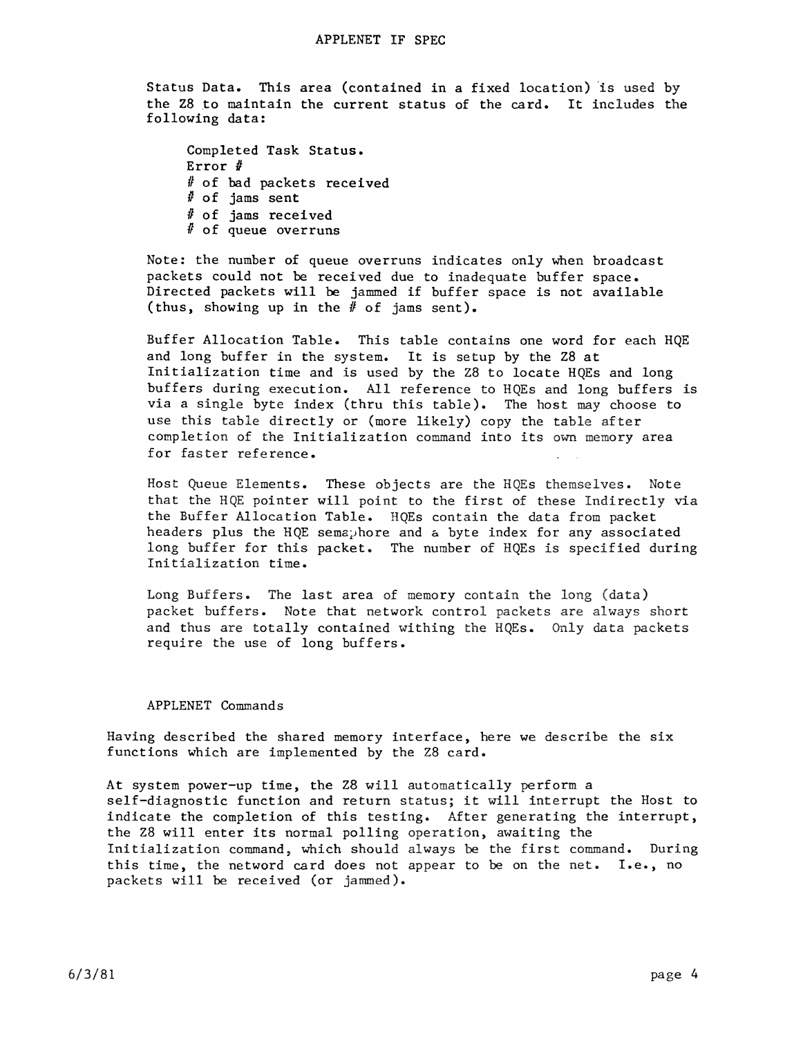Status Data. This area (contained in a fixed location) is used by the Z8 to maintain the current status of the card. It includes the following data:

- Completed Task Status.
- Error #
- # of bad packets received
- # of jams sent
- # of jams received
- # of queue overruns

Note: the number of queue overruns indicates only when broadcast packets could not be received due to inadequate buffer space. Directed packets will be jammed if buffer space is not available (thus, showing up in the # of jams sent).

Buffer Allocation Table. This table contains one word for each HQE and long buffer in the system. It is setup by the Z8 at Initialization time and is used by the Z8 to locate HQEs and long buffers during execution. All reference to HQEs and long buffers is via a single byte index (thru this table). The host may choose to use this table directly or (more likely) copy the table after completion of the Initialization command into its own memory area for faster reference.

Host Queue Elements. These objects are the HQEs themselves. Note that the HQE pointer will point to the first of these Indirectly via the Buffer Allocation Table. HQEs contain the data from packet headers plus the HQE semaphore and a byte index for any associated long buffer for this packet. The number of HQEs is specified during Initialization time.

Long Buffers. The last area of memory contain the long (data) packet buffers. Note that network control packets are always short and thus are totally contained withing the HQEs. Only data packets require the use of long buffers.

## APPLENET Commands

Having described the shared memory interface, here we describe the six functions which are implemented by the Z8 card.

At system power-up time, the Z8 will automatically perform a self-diagnostic function and return status; it will interrupt the Host to indicate the completion of this testing. After generating the interrupt, the Z8 will enter its normal polling operation, awaiting the Initialization command, which should always be the first command. During this time, the netword card does not appear to be on the net. I.e., no packets will be received (or jammed).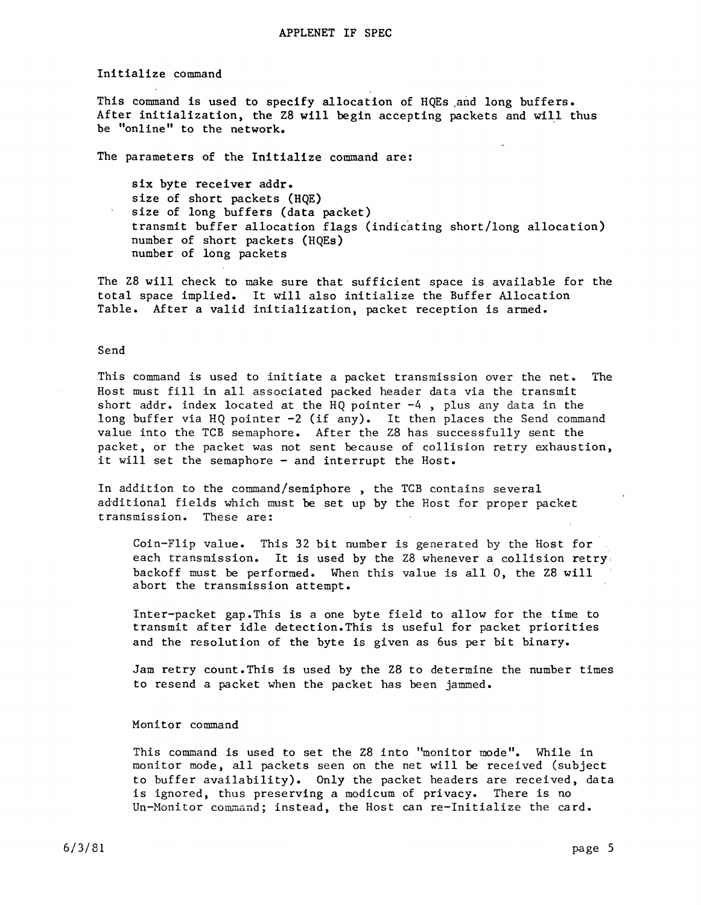Initialize command

This command is used to specify allocation of HQEs and long buffers. After initialization, the Z8 will begin accepting packets and will thus be "online" to the network.

The parameters of the Initialize command are:

- six byte receiver addr.
- size of short packets (HQE)
- size of long buffers (data packet)
- transmit buffer allocation flags (indicating short/long allocation)
- number of short packets (HQEs)
- number of long packets

The Z8 will check to make sure that sufficient space is available for the total space implied. It will also initialize the Buffer Allocation Table. After a valid initialization, packet reception is armed.

Send

This command is used to initiate a packet transmission over the net. The Host must fill in all associated packed header data via the transmit short addr. index located at the HQ pointer -4 , plus any data in the long buffer via HQ pointer -2 (if any). It then places the Send command value into the TCB semaphore. After the Z8 has successfully sent the packet, or the packet was not sent because of collision retry exhaustion, it will set the semaphore - and interrupt the Host.

In addition to the command/semiphore , the TCB contains several additional fields which must be set up by the Host for proper packet transmission. These are:

Coin-Flip value. This 32 bit number is generated by the Host for each transmission. It is used by the Z8 whenever a collision retry backoff must be performed. When this value is all 0, the Z8 will abort the transmission attempt.

Inter-packet gap.This is a one byte field to allow for the time to transmit after idle detection.This is useful for packet priorities and the resolution of the byte is given as 6us per bit binary.

Jam retry count.This is used by the Z8 to determine the number times to resend a packet when the packet has been jammed.

Monitor command

This command is used to set the Z8 into "monitor mode". While in monitor mode, all packets seen on the net will be received (subject to buffer availability). Only the packet headers are received, data is ignored, thus preserving a modicum of privacy. There is no Un-Monitor command; instead, the Host can re-Initialize the card.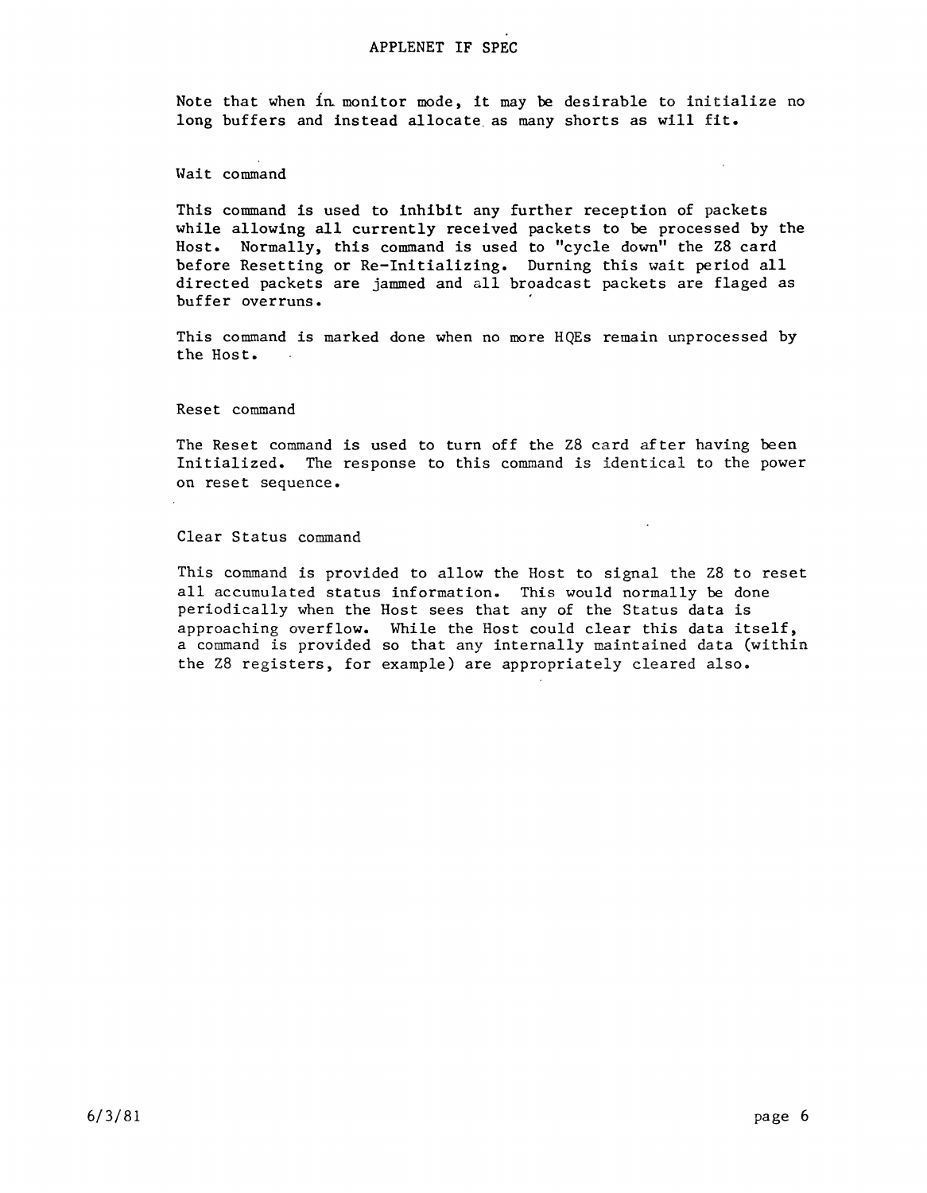Note that when in monitor mode, it may be desirable to initialize no long buffers and instead allocate as many shorts as will fit.

### Wait command

This command is used to inhibit any further reception of packets while allowing all currently received packets to be processed by the Host. Normally, this command is used to "cycle down" the Z8 card before Resetting or Re-Initializing. Durning this wait period all directed packets are jammed and all broadcast packets are flaged as buffer overruns.

This command is marked done when no more HQEs remain unprocessed by the Host.

### Reset command

The Reset command is used to turn off the Z8 card after having been Initialized. The response to this command is identical to the power on reset sequence.

### Clear Status command

This command is provided to allow the Host to signal the Z8 to reset all accumulated status information. This would normally be done periodically when the Host sees that any of the Status data is approaching overflow. While the Host could clear this data itself, a command is provided so that any internally maintained data (within the Z8 registers, for example) are appropriately cleared also.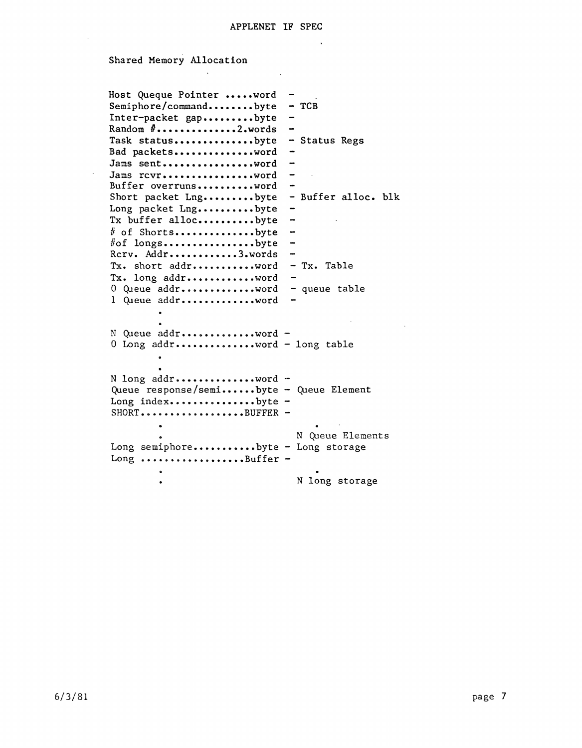Shared Memory Allocation

```
Host Queque Pointer .....word  -
Semiphore/command........byte  - TCB
Inter-packet gap.........byte  -
Random #..............2.words  -
Task status..............byte  - Status Regs
Bad packets..............word  -
Jams sent................word  -
Jams rcvr................word  -
Buffer overruns..........word  -
Short packet Lng.........byte  - Buffer alloc. blk
Long packet Lng..........byte  -
Tx buffer alloc..........byte  -
# of Shorts..............byte  -
#of longs................byte  -
Rcrv. Addr............3.words  -
Tx. short addr...........word  - Tx. Table
Tx. long addr............word  -
0 Queue addr.............word  - queue table
1 Queue addr.............word  -
        .
        .
N Queue addr.............word -
0 Long addr..............word - long table
        .
        .
N long addr..............word -
Queue response/semi......byte - Queue Element
Long index...............byte -
SHORT..................BUFFER -
        .                       .
        .                     N Queue Elements
Long semiphore...........byte - Long storage
Long ..................Buffer -
        .                       .
        .                     N long storage
```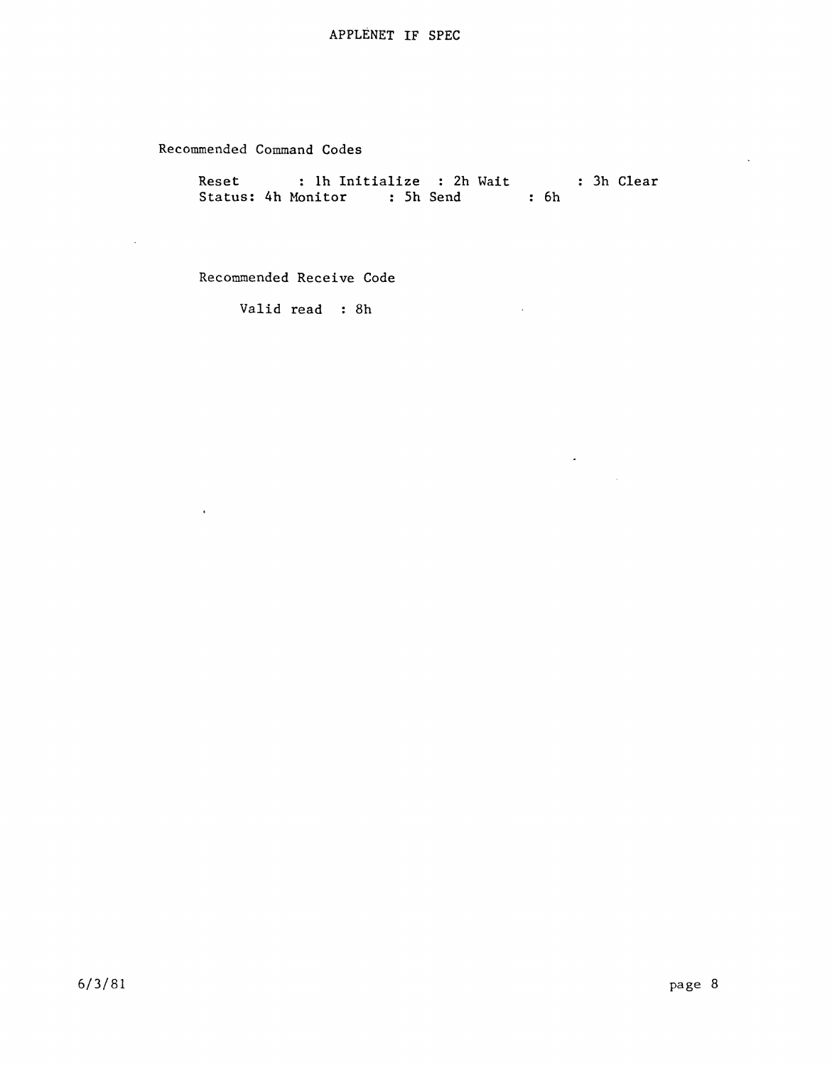Recommended Command Codes

```
Reset      : 1h Initialize  : 2h Wait        : 3h Clear
Status: 4h Monitor     : 5h Send        : 6h
```

Recommended Receive Code

```
Valid read  : 8h
```